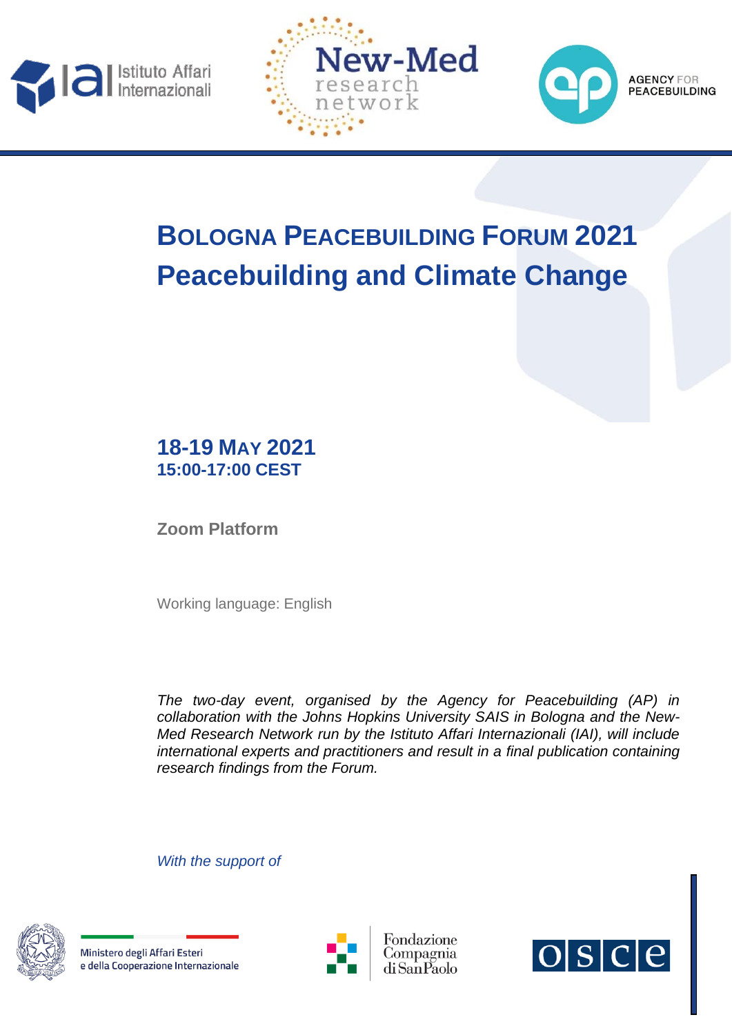# Bologna Peacebuilding Forum 2021

# Peacebuilding and Climate Change

## 18-19 May 2021

**15:00-17:00 CEST**

**Zoom Platform**

Working language: English

*The two-day event, organised by the Agency for Peacebuilding (AP) in collaboration with the Johns Hopkins University SAIS in Bologna and the New-Med Research Network run by the Istituto Affari Internazionali (IAI), will include international experts and practitioners and result in a final publication containing research findings from the Forum.*

*With the support of*

Ministero degli Affari Esteri e della Cooperazione Internazionale

Fondazione Compagnia di San Paolo

OSCE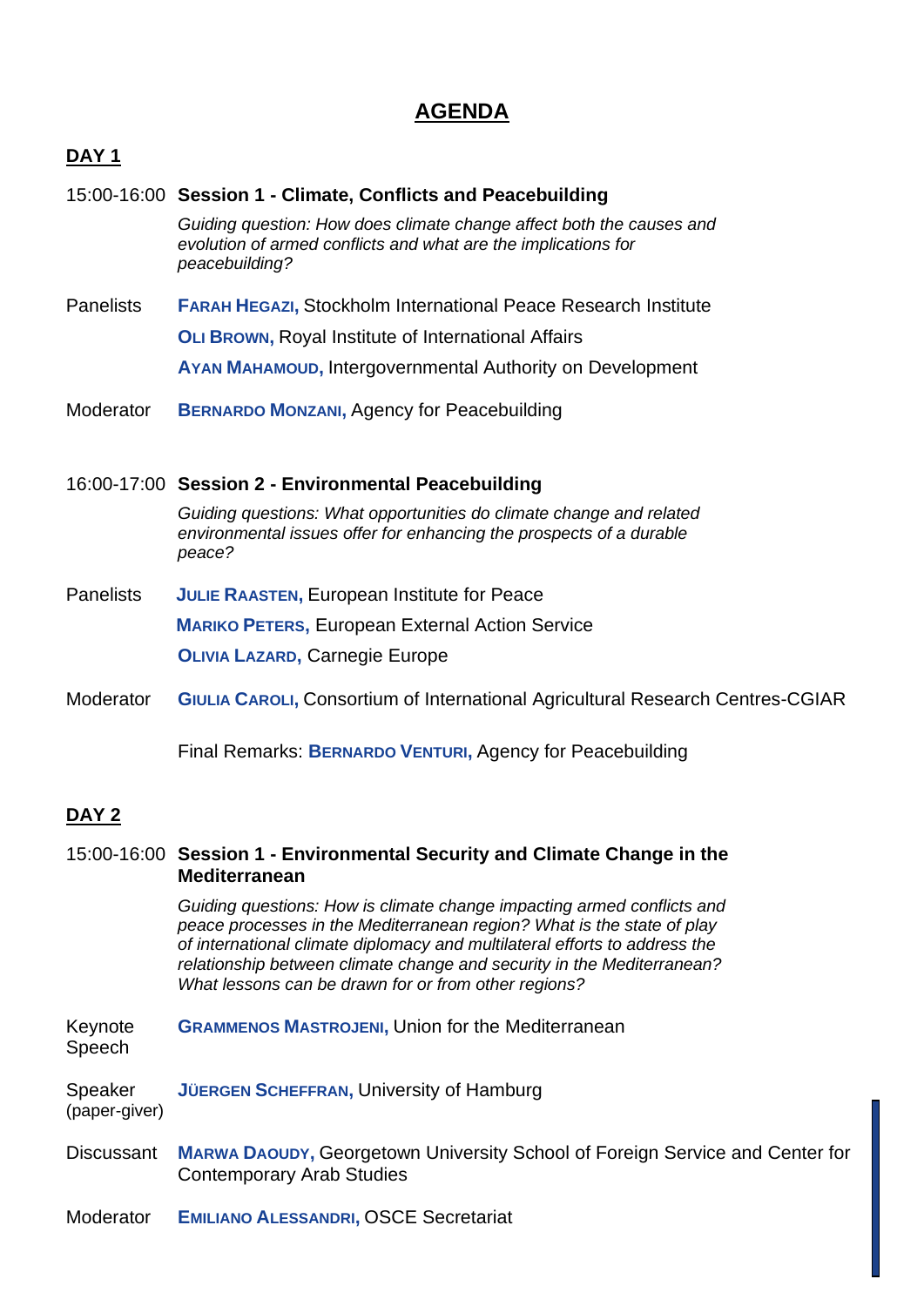# AGENDA

## DAY 1

**15:00-16:00 Session 1 - Climate, Conflicts and Peacebuilding**

*Guiding question: How does climate change affect both the causes and evolution of armed conflicts and what are the implications for peacebuilding?*

Panelists
- **FARAH HEGAZI,** Stockholm International Peace Research Institute
- **OLI BROWN,** Royal Institute of International Affairs
- **AYAN MAHAMOUD,** Intergovernmental Authority on Development

Moderator: **BERNARDO MONZANI,** Agency for Peacebuilding

**16:00-17:00 Session 2 - Environmental Peacebuilding**

*Guiding questions: What opportunities do climate change and related environmental issues offer for enhancing the prospects of a durable peace?*

Panelists
- **JULIE RAASTEN,** European Institute for Peace
- **MARIKO PETERS,** European External Action Service
- **OLIVIA LAZARD,** Carnegie Europe

Moderator: **GIULIA CAROLI,** Consortium of International Agricultural Research Centres-CGIAR

Final Remarks: **BERNARDO VENTURI,** Agency for Peacebuilding

## DAY 2

**15:00-16:00 Session 1 - Environmental Security and Climate Change in the Mediterranean**

*Guiding questions: How is climate change impacting armed conflicts and peace processes in the Mediterranean region? What is the state of play of international climate diplomacy and multilateral efforts to address the relationship between climate change and security in the Mediterranean? What lessons can be drawn for or from other regions?*

Keynote Speech: **GRAMMENOS MASTROJENI,** Union for the Mediterranean

Speaker (paper-giver): **JÜERGEN SCHEFFRAN,** University of Hamburg

Discussant: **MARWA DAOUDY,** Georgetown University School of Foreign Service and Center for Contemporary Arab Studies

Moderator: **EMILIANO ALESSANDRI,** OSCE Secretariat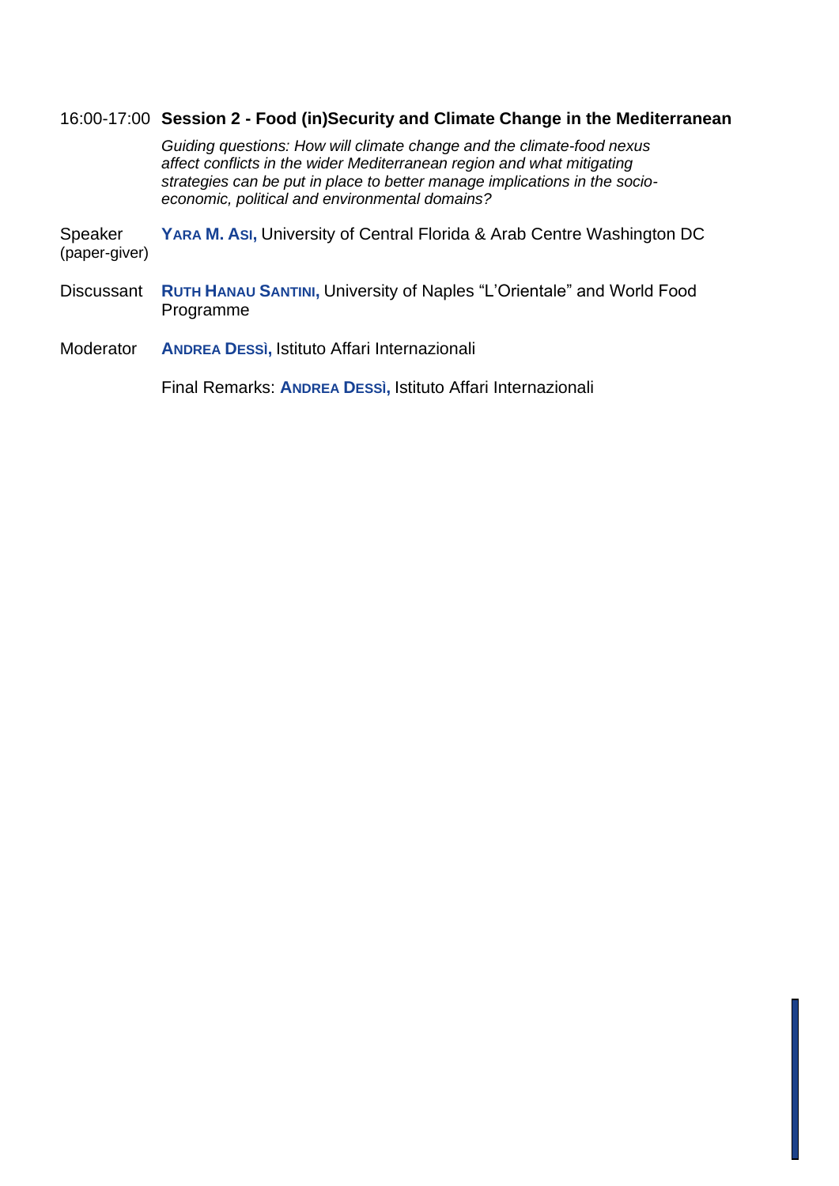16:00-17:00 **Session 2 - Food (in)Security and Climate Change in the Mediterranean**

*Guiding questions: How will climate change and the climate-food nexus affect conflicts in the wider Mediterranean region and what mitigating strategies can be put in place to better manage implications in the socio-economic, political and environmental domains?*

Speaker (paper-giver) **YARA M. ASI,** University of Central Florida & Arab Centre Washington DC

Discussant **RUTH HANAU SANTINI,** University of Naples "L'Orientale" and World Food Programme

Moderator **ANDREA DESSÌ,** Istituto Affari Internazionali

Final Remarks: **ANDREA DESSÌ,** Istituto Affari Internazionali